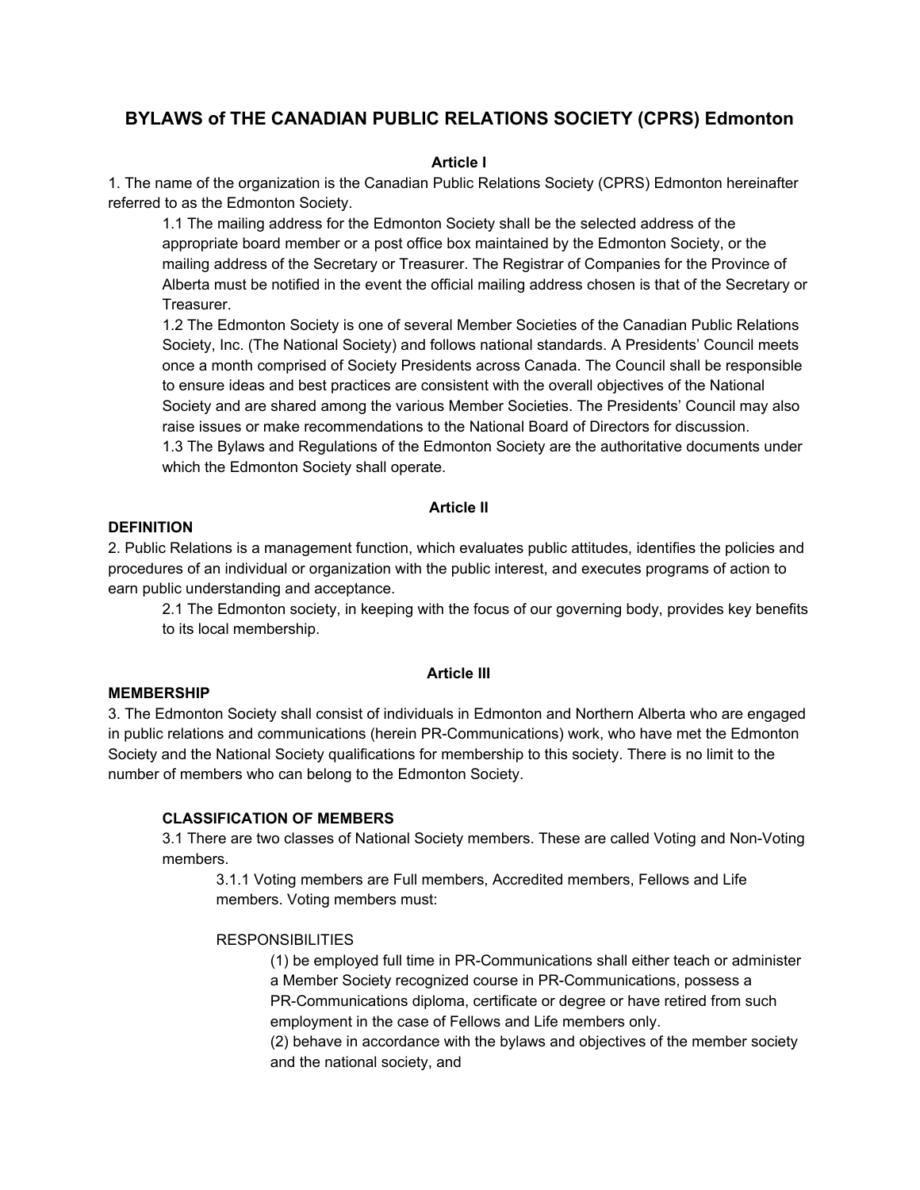# BYLAWS of THE CANADIAN PUBLIC RELATIONS SOCIETY (CPRS) Edmonton

**Article I**

1. The name of the organization is the Canadian Public Relations Society (CPRS) Edmonton hereinafter referred to as the Edmonton Society.

1.1 The mailing address for the Edmonton Society shall be the selected address of the appropriate board member or a post office box maintained by the Edmonton Society, or the mailing address of the Secretary or Treasurer. The Registrar of Companies for the Province of Alberta must be notified in the event the official mailing address chosen is that of the Secretary or Treasurer.

1.2 The Edmonton Society is one of several Member Societies of the Canadian Public Relations Society, Inc. (The National Society) and follows national standards. A Presidents' Council meets once a month comprised of Society Presidents across Canada. The Council shall be responsible to ensure ideas and best practices are consistent with the overall objectives of the National Society and are shared among the various Member Societies. The Presidents' Council may also raise issues or make recommendations to the National Board of Directors for discussion.

1.3 The Bylaws and Regulations of the Edmonton Society are the authoritative documents under which the Edmonton Society shall operate.

**Article II**

**DEFINITION**

2. Public Relations is a management function, which evaluates public attitudes, identifies the policies and procedures of an individual or organization with the public interest, and executes programs of action to earn public understanding and acceptance.

2.1 The Edmonton society, in keeping with the focus of our governing body, provides key benefits to its local membership.

**Article III**

**MEMBERSHIP**

3. The Edmonton Society shall consist of individuals in Edmonton and Northern Alberta who are engaged in public relations and communications (herein PR-Communications) work, who have met the Edmonton Society and the National Society qualifications for membership to this society. There is no limit to the number of members who can belong to the Edmonton Society.

**CLASSIFICATION OF MEMBERS**

3.1 There are two classes of National Society members. These are called Voting and Non-Voting members.

3.1.1 Voting members are Full members, Accredited members, Fellows and Life members. Voting members must:

RESPONSIBILITIES

(1) be employed full time in PR-Communications shall either teach or administer a Member Society recognized course in PR-Communications, possess a PR-Communications diploma, certificate or degree or have retired from such employment in the case of Fellows and Life members only.

(2) behave in accordance with the bylaws and objectives of the member society and the national society, and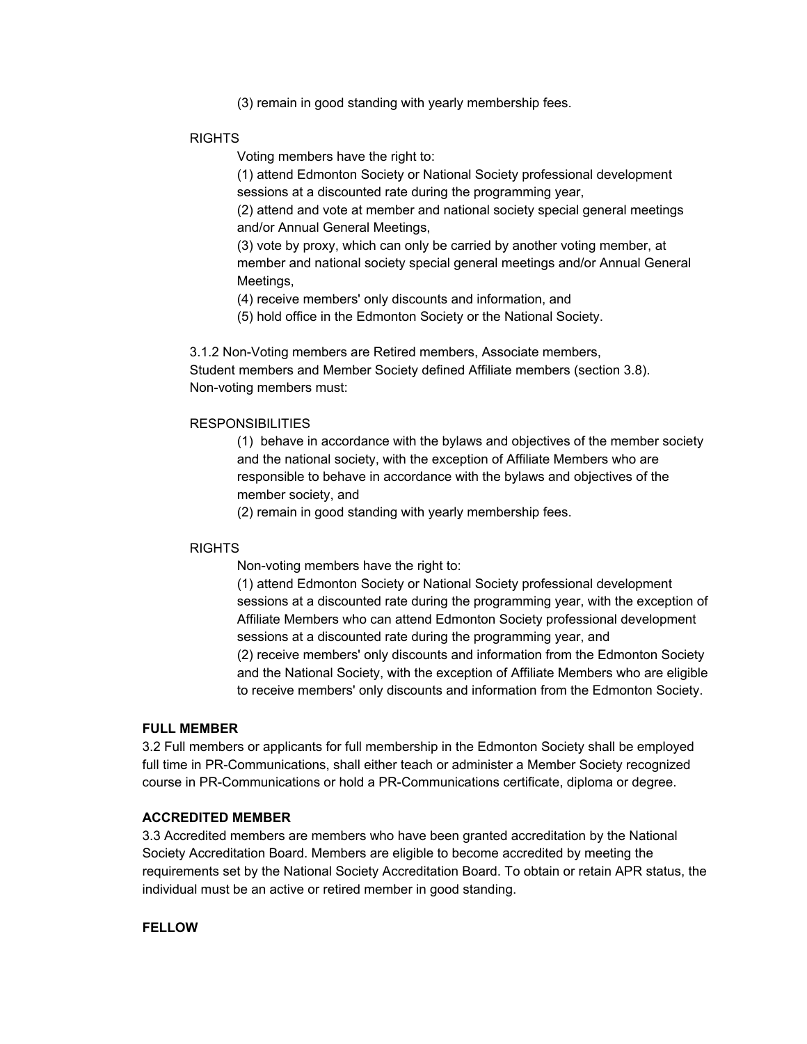(3) remain in good standing with yearly membership fees.

RIGHTS

Voting members have the right to:

(1) attend Edmonton Society or National Society professional development sessions at a discounted rate during the programming year,

(2) attend and vote at member and national society special general meetings and/or Annual General Meetings,

(3) vote by proxy, which can only be carried by another voting member, at member and national society special general meetings and/or Annual General Meetings,

(4) receive members' only discounts and information, and

(5) hold office in the Edmonton Society or the National Society.

3.1.2 Non-Voting members are Retired members, Associate members, Student members and Member Society defined Affiliate members (section 3.8). Non-voting members must:

RESPONSIBILITIES

(1) behave in accordance with the bylaws and objectives of the member society and the national society, with the exception of Affiliate Members who are responsible to behave in accordance with the bylaws and objectives of the member society, and

(2) remain in good standing with yearly membership fees.

RIGHTS

Non-voting members have the right to:

(1) attend Edmonton Society or National Society professional development sessions at a discounted rate during the programming year, with the exception of Affiliate Members who can attend Edmonton Society professional development sessions at a discounted rate during the programming year, and

(2) receive members' only discounts and information from the Edmonton Society and the National Society, with the exception of Affiliate Members who are eligible to receive members' only discounts and information from the Edmonton Society.

**FULL MEMBER**

3.2 Full members or applicants for full membership in the Edmonton Society shall be employed full time in PR-Communications, shall either teach or administer a Member Society recognized course in PR-Communications or hold a PR-Communications certificate, diploma or degree.

**ACCREDITED MEMBER**

3.3 Accredited members are members who have been granted accreditation by the National Society Accreditation Board. Members are eligible to become accredited by meeting the requirements set by the National Society Accreditation Board. To obtain or retain APR status, the individual must be an active or retired member in good standing.

**FELLOW**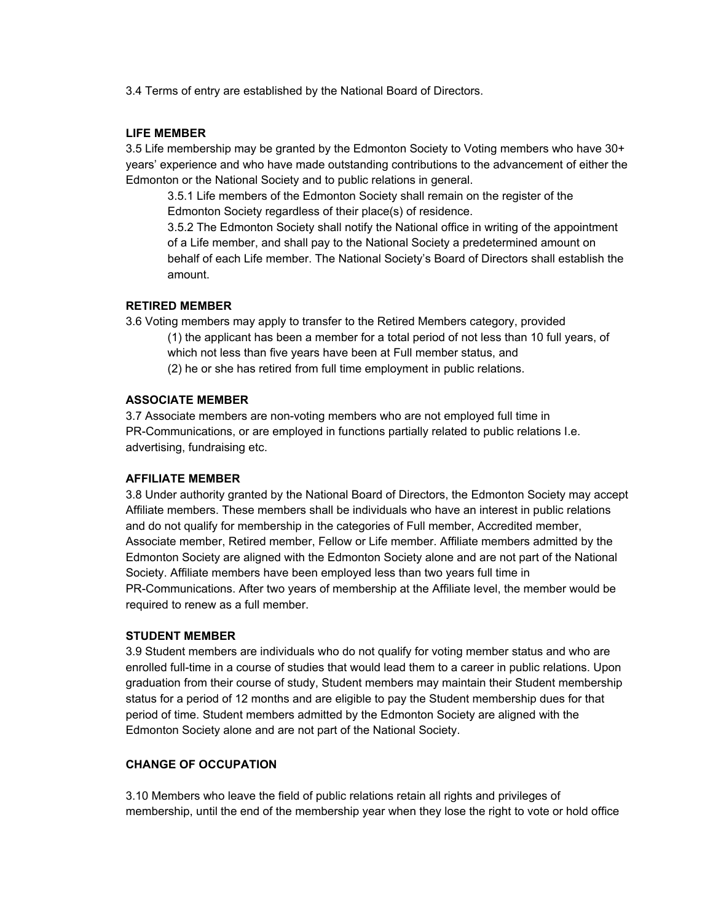3.4 Terms of entry are established by the National Board of Directors.

**LIFE MEMBER**

3.5 Life membership may be granted by the Edmonton Society to Voting members who have 30+ years' experience and who have made outstanding contributions to the advancement of either the Edmonton or the National Society and to public relations in general.

> 3.5.1 Life members of the Edmonton Society shall remain on the register of the Edmonton Society regardless of their place(s) of residence.
>
> 3.5.2 The Edmonton Society shall notify the National office in writing of the appointment of a Life member, and shall pay to the National Society a predetermined amount on behalf of each Life member. The National Society's Board of Directors shall establish the amount.

**RETIRED MEMBER**

3.6 Voting members may apply to transfer to the Retired Members category, provided

> (1) the applicant has been a member for a total period of not less than 10 full years, of which not less than five years have been at Full member status, and
>
> (2) he or she has retired from full time employment in public relations.

**ASSOCIATE MEMBER**

3.7 Associate members are non-voting members who are not employed full time in PR-Communications, or are employed in functions partially related to public relations I.e. advertising, fundraising etc.

**AFFILIATE MEMBER**

3.8 Under authority granted by the National Board of Directors, the Edmonton Society may accept Affiliate members. These members shall be individuals who have an interest in public relations and do not qualify for membership in the categories of Full member, Accredited member, Associate member, Retired member, Fellow or Life member. Affiliate members admitted by the Edmonton Society are aligned with the Edmonton Society alone and are not part of the National Society. Affiliate members have been employed less than two years full time in PR-Communications. After two years of membership at the Affiliate level, the member would be required to renew as a full member.

**STUDENT MEMBER**

3.9 Student members are individuals who do not qualify for voting member status and who are enrolled full-time in a course of studies that would lead them to a career in public relations. Upon graduation from their course of study, Student members may maintain their Student membership status for a period of 12 months and are eligible to pay the Student membership dues for that period of time. Student members admitted by the Edmonton Society are aligned with the Edmonton Society alone and are not part of the National Society.

**CHANGE OF OCCUPATION**

3.10 Members who leave the field of public relations retain all rights and privileges of membership, until the end of the membership year when they lose the right to vote or hold office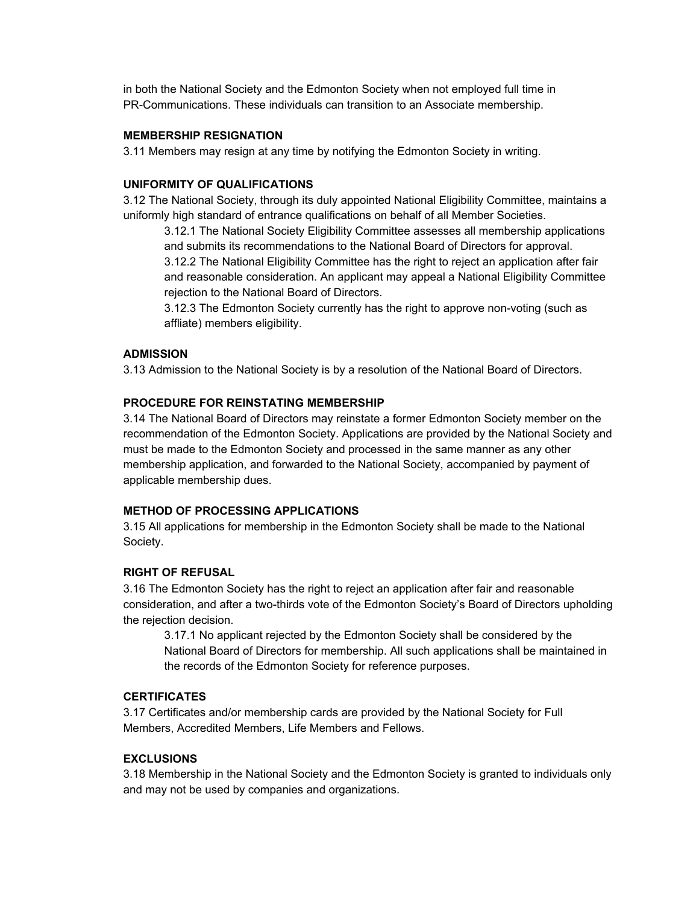in both the National Society and the Edmonton Society when not employed full time in PR-Communications. These individuals can transition to an Associate membership.

**MEMBERSHIP RESIGNATION**

3.11 Members may resign at any time by notifying the Edmonton Society in writing.

**UNIFORMITY OF QUALIFICATIONS**

3.12 The National Society, through its duly appointed National Eligibility Committee, maintains a uniformly high standard of entrance qualifications on behalf of all Member Societies.

> 3.12.1 The National Society Eligibility Committee assesses all membership applications and submits its recommendations to the National Board of Directors for approval.
>
> 3.12.2 The National Eligibility Committee has the right to reject an application after fair and reasonable consideration. An applicant may appeal a National Eligibility Committee rejection to the National Board of Directors.
>
> 3.12.3 The Edmonton Society currently has the right to approve non-voting (such as affliate) members eligibility.

**ADMISSION**

3.13 Admission to the National Society is by a resolution of the National Board of Directors.

**PROCEDURE FOR REINSTATING MEMBERSHIP**

3.14 The National Board of Directors may reinstate a former Edmonton Society member on the recommendation of the Edmonton Society. Applications are provided by the National Society and must be made to the Edmonton Society and processed in the same manner as any other membership application, and forwarded to the National Society, accompanied by payment of applicable membership dues.

**METHOD OF PROCESSING APPLICATIONS**

3.15 All applications for membership in the Edmonton Society shall be made to the National Society.

**RIGHT OF REFUSAL**

3.16 The Edmonton Society has the right to reject an application after fair and reasonable consideration, and after a two-thirds vote of the Edmonton Society's Board of Directors upholding the rejection decision.

> 3.17.1 No applicant rejected by the Edmonton Society shall be considered by the National Board of Directors for membership. All such applications shall be maintained in the records of the Edmonton Society for reference purposes.

**CERTIFICATES**

3.17 Certificates and/or membership cards are provided by the National Society for Full Members, Accredited Members, Life Members and Fellows.

**EXCLUSIONS**

3.18 Membership in the National Society and the Edmonton Society is granted to individuals only and may not be used by companies and organizations.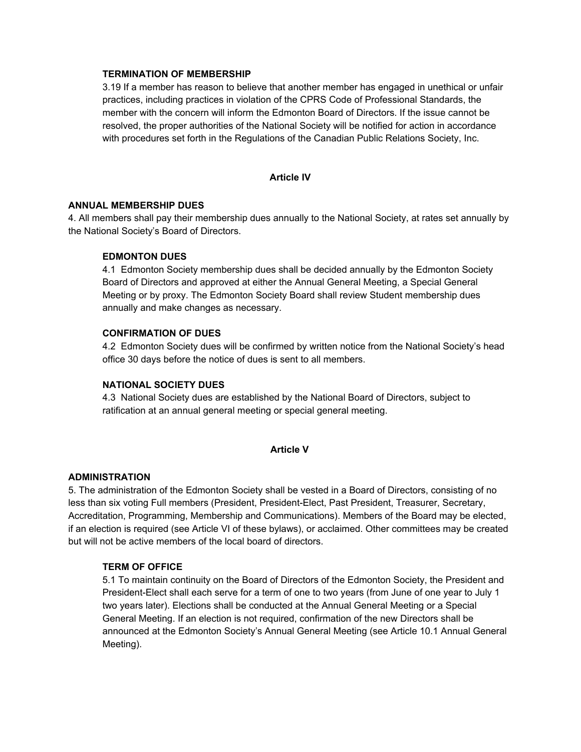**TERMINATION OF MEMBERSHIP**

3.19 If a member has reason to believe that another member has engaged in unethical or unfair practices, including practices in violation of the CPRS Code of Professional Standards, the member with the concern will inform the Edmonton Board of Directors. If the issue cannot be resolved, the proper authorities of the National Society will be notified for action in accordance with procedures set forth in the Regulations of the Canadian Public Relations Society, Inc.

## Article IV

**ANNUAL MEMBERSHIP DUES**

4. All members shall pay their membership dues annually to the National Society, at rates set annually by the National Society's Board of Directors.

**EDMONTON DUES**

4.1 Edmonton Society membership dues shall be decided annually by the Edmonton Society Board of Directors and approved at either the Annual General Meeting, a Special General Meeting or by proxy. The Edmonton Society Board shall review Student membership dues annually and make changes as necessary.

**CONFIRMATION OF DUES**

4.2 Edmonton Society dues will be confirmed by written notice from the National Society's head office 30 days before the notice of dues is sent to all members.

**NATIONAL SOCIETY DUES**

4.3 National Society dues are established by the National Board of Directors, subject to ratification at an annual general meeting or special general meeting.

## Article V

**ADMINISTRATION**

5. The administration of the Edmonton Society shall be vested in a Board of Directors, consisting of no less than six voting Full members (President, President-Elect, Past President, Treasurer, Secretary, Accreditation, Programming, Membership and Communications). Members of the Board may be elected, if an election is required (see Article VI of these bylaws), or acclaimed. Other committees may be created but will not be active members of the local board of directors.

**TERM OF OFFICE**

5.1 To maintain continuity on the Board of Directors of the Edmonton Society, the President and President-Elect shall each serve for a term of one to two years (from June of one year to July 1 two years later). Elections shall be conducted at the Annual General Meeting or a Special General Meeting. If an election is not required, confirmation of the new Directors shall be announced at the Edmonton Society's Annual General Meeting (see Article 10.1 Annual General Meeting).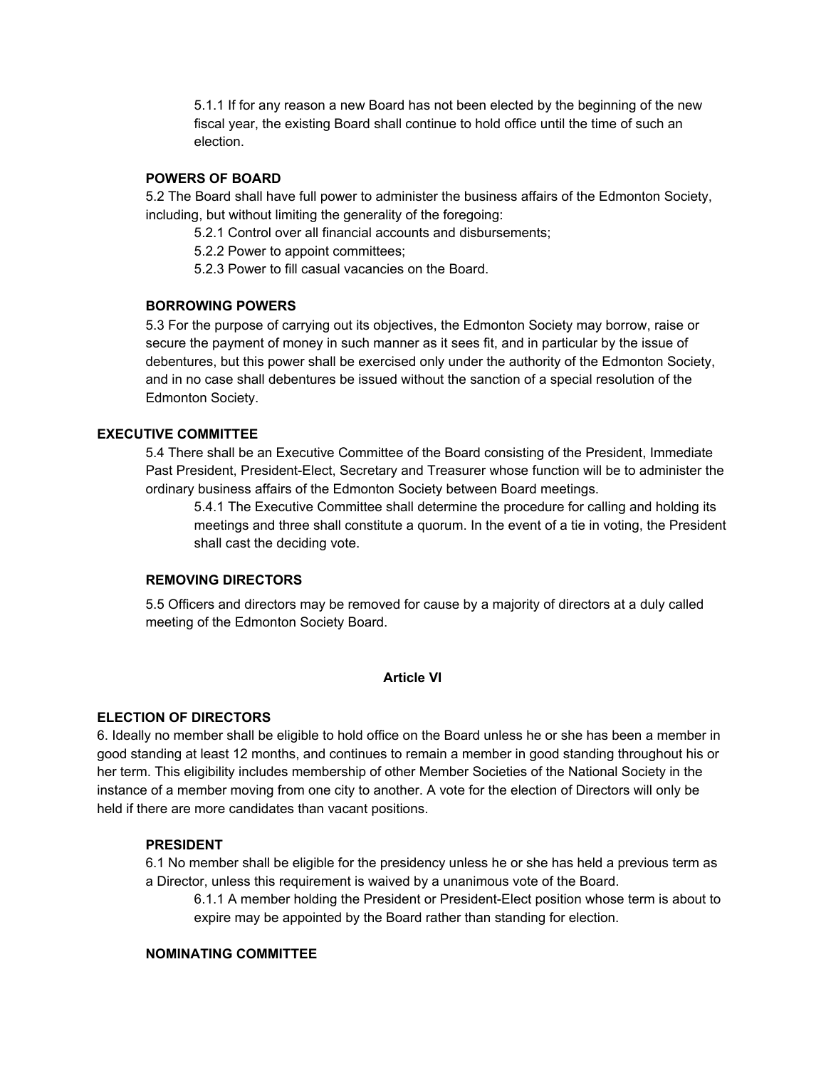5.1.1 If for any reason a new Board has not been elected by the beginning of the new fiscal year, the existing Board shall continue to hold office until the time of such an election.

**POWERS OF BOARD**

5.2 The Board shall have full power to administer the business affairs of the Edmonton Society, including, but without limiting the generality of the foregoing:

5.2.1 Control over all financial accounts and disbursements;

5.2.2 Power to appoint committees;

5.2.3 Power to fill casual vacancies on the Board.

**BORROWING POWERS**

5.3 For the purpose of carrying out its objectives, the Edmonton Society may borrow, raise or secure the payment of money in such manner as it sees fit, and in particular by the issue of debentures, but this power shall be exercised only under the authority of the Edmonton Society, and in no case shall debentures be issued without the sanction of a special resolution of the Edmonton Society.

**EXECUTIVE COMMITTEE**

5.4 There shall be an Executive Committee of the Board consisting of the President, Immediate Past President, President-Elect, Secretary and Treasurer whose function will be to administer the ordinary business affairs of the Edmonton Society between Board meetings.

5.4.1 The Executive Committee shall determine the procedure for calling and holding its meetings and three shall constitute a quorum. In the event of a tie in voting, the President shall cast the deciding vote.

**REMOVING DIRECTORS**

5.5 Officers and directors may be removed for cause by a majority of directors at a duly called meeting of the Edmonton Society Board.

## Article VI

**ELECTION OF DIRECTORS**

6. Ideally no member shall be eligible to hold office on the Board unless he or she has been a member in good standing at least 12 months, and continues to remain a member in good standing throughout his or her term. This eligibility includes membership of other Member Societies of the National Society in the instance of a member moving from one city to another. A vote for the election of Directors will only be held if there are more candidates than vacant positions.

**PRESIDENT**

6.1 No member shall be eligible for the presidency unless he or she has held a previous term as a Director, unless this requirement is waived by a unanimous vote of the Board.

6.1.1 A member holding the President or President-Elect position whose term is about to expire may be appointed by the Board rather than standing for election.

**NOMINATING COMMITTEE**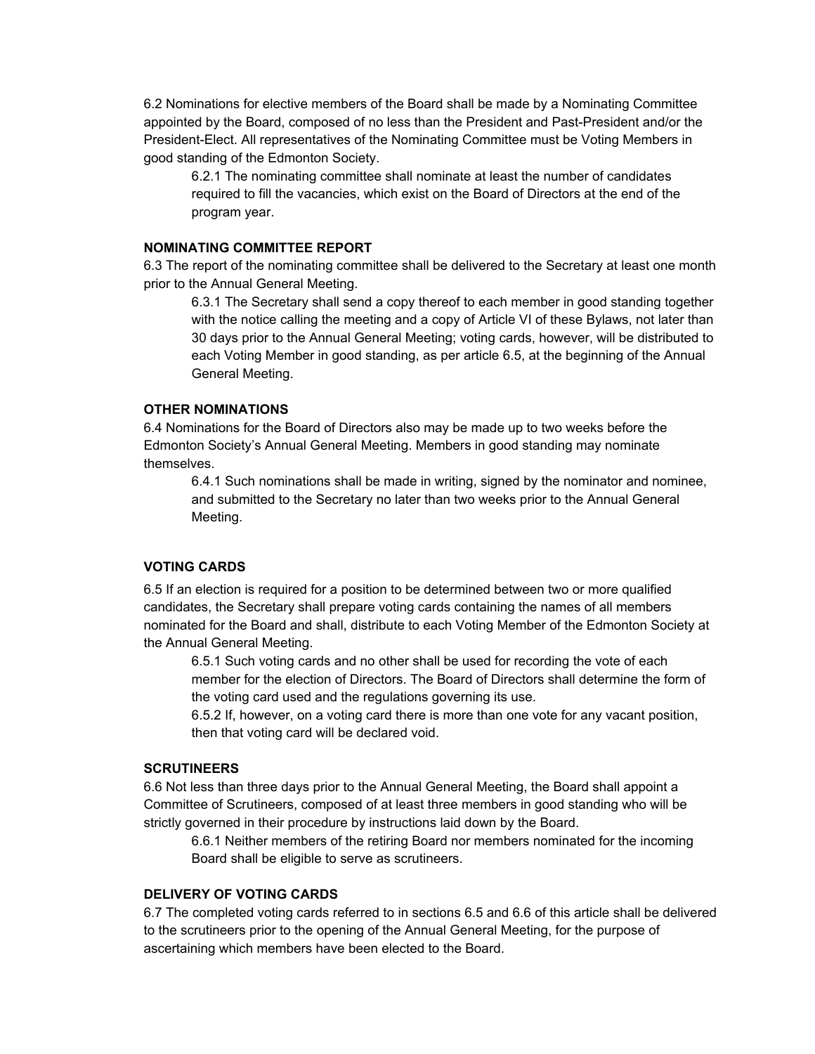6.2 Nominations for elective members of the Board shall be made by a Nominating Committee appointed by the Board, composed of no less than the President and Past-President and/or the President-Elect. All representatives of the Nominating Committee must be Voting Members in good standing of the Edmonton Society.

> 6.2.1 The nominating committee shall nominate at least the number of candidates required to fill the vacancies, which exist on the Board of Directors at the end of the program year.

**NOMINATING COMMITTEE REPORT**

6.3 The report of the nominating committee shall be delivered to the Secretary at least one month prior to the Annual General Meeting.

> 6.3.1 The Secretary shall send a copy thereof to each member in good standing together with the notice calling the meeting and a copy of Article VI of these Bylaws, not later than 30 days prior to the Annual General Meeting; voting cards, however, will be distributed to each Voting Member in good standing, as per article 6.5, at the beginning of the Annual General Meeting.

**OTHER NOMINATIONS**

6.4 Nominations for the Board of Directors also may be made up to two weeks before the Edmonton Society's Annual General Meeting. Members in good standing may nominate themselves.

> 6.4.1 Such nominations shall be made in writing, signed by the nominator and nominee, and submitted to the Secretary no later than two weeks prior to the Annual General Meeting.

**VOTING CARDS**

6.5 If an election is required for a position to be determined between two or more qualified candidates, the Secretary shall prepare voting cards containing the names of all members nominated for the Board and shall, distribute to each Voting Member of the Edmonton Society at the Annual General Meeting.

> 6.5.1 Such voting cards and no other shall be used for recording the vote of each member for the election of Directors. The Board of Directors shall determine the form of the voting card used and the regulations governing its use.
>
> 6.5.2 If, however, on a voting card there is more than one vote for any vacant position, then that voting card will be declared void.

**SCRUTINEERS**

6.6 Not less than three days prior to the Annual General Meeting, the Board shall appoint a Committee of Scrutineers, composed of at least three members in good standing who will be strictly governed in their procedure by instructions laid down by the Board.

> 6.6.1 Neither members of the retiring Board nor members nominated for the incoming Board shall be eligible to serve as scrutineers.

**DELIVERY OF VOTING CARDS**

6.7 The completed voting cards referred to in sections 6.5 and 6.6 of this article shall be delivered to the scrutineers prior to the opening of the Annual General Meeting, for the purpose of ascertaining which members have been elected to the Board.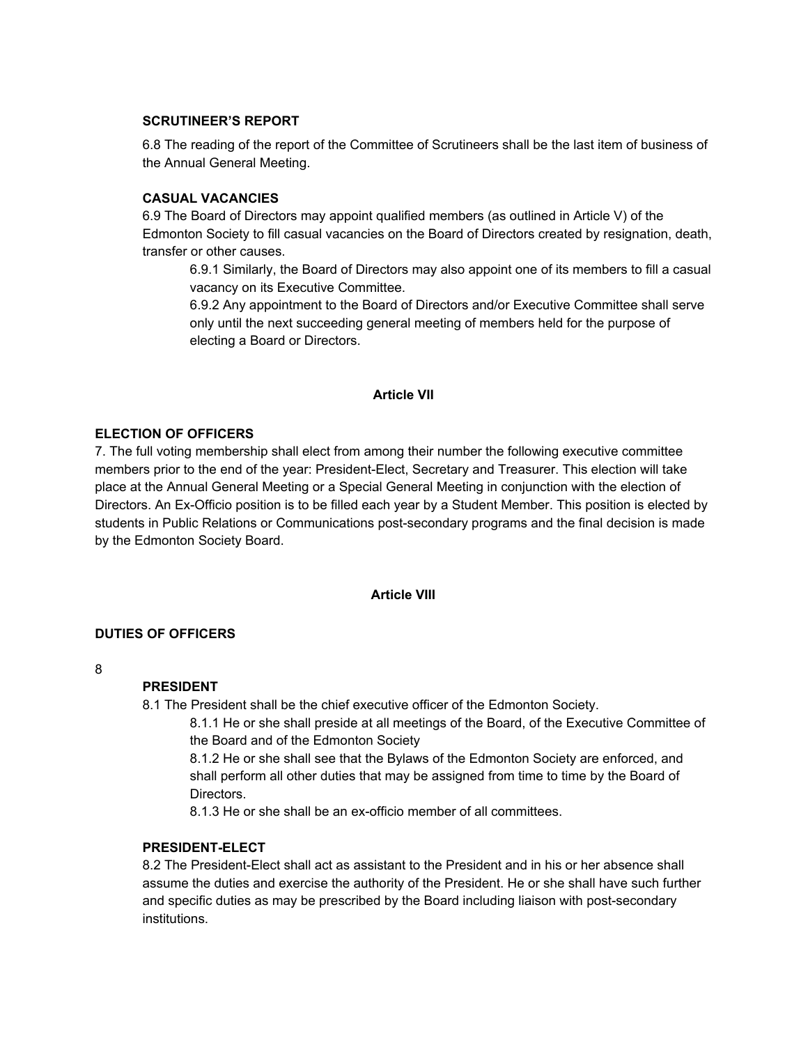**SCRUTINEER'S REPORT**

6.8 The reading of the report of the Committee of Scrutineers shall be the last item of business of the Annual General Meeting.

**CASUAL VACANCIES**

6.9 The Board of Directors may appoint qualified members (as outlined in Article V) of the Edmonton Society to fill casual vacancies on the Board of Directors created by resignation, death, transfer or other causes.

> 6.9.1 Similarly, the Board of Directors may also appoint one of its members to fill a casual vacancy on its Executive Committee.
>
> 6.9.2 Any appointment to the Board of Directors and/or Executive Committee shall serve only until the next succeeding general meeting of members held for the purpose of electing a Board or Directors.

## Article VII

**ELECTION OF OFFICERS**

7. The full voting membership shall elect from among their number the following executive committee members prior to the end of the year: President-Elect, Secretary and Treasurer. This election will take place at the Annual General Meeting or a Special General Meeting in conjunction with the election of Directors. An Ex-Officio position is to be filled each year by a Student Member. This position is elected by students in Public Relations or Communications post-secondary programs and the final decision is made by the Edmonton Society Board.

## Article VIII

**DUTIES OF OFFICERS**

8

**PRESIDENT**

8.1 The President shall be the chief executive officer of the Edmonton Society.

> 8.1.1 He or she shall preside at all meetings of the Board, of the Executive Committee of the Board and of the Edmonton Society
>
> 8.1.2 He or she shall see that the Bylaws of the Edmonton Society are enforced, and shall perform all other duties that may be assigned from time to time by the Board of Directors.
>
> 8.1.3 He or she shall be an ex-officio member of all committees.

**PRESIDENT-ELECT**

8.2 The President-Elect shall act as assistant to the President and in his or her absence shall assume the duties and exercise the authority of the President. He or she shall have such further and specific duties as may be prescribed by the Board including liaison with post-secondary institutions.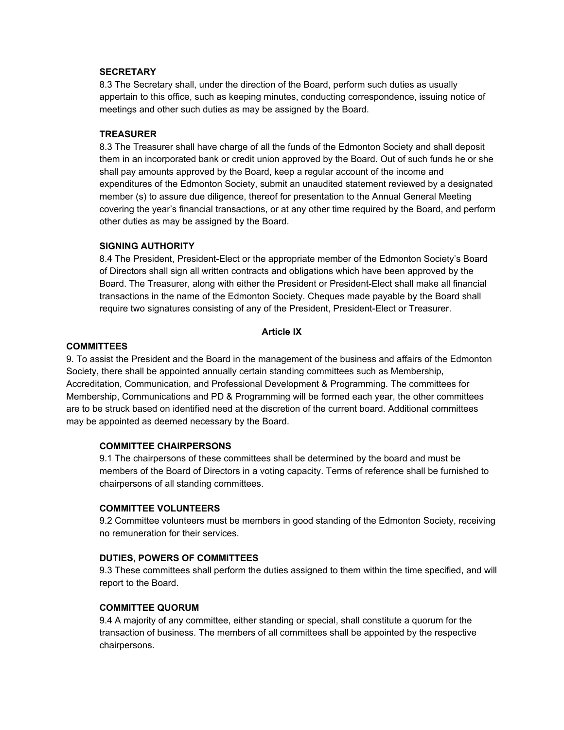**SECRETARY**

8.3 The Secretary shall, under the direction of the Board, perform such duties as usually appertain to this office, such as keeping minutes, conducting correspondence, issuing notice of meetings and other such duties as may be assigned by the Board.

**TREASURER**

8.3 The Treasurer shall have charge of all the funds of the Edmonton Society and shall deposit them in an incorporated bank or credit union approved by the Board. Out of such funds he or she shall pay amounts approved by the Board, keep a regular account of the income and expenditures of the Edmonton Society, submit an unaudited statement reviewed by a designated member (s) to assure due diligence, thereof for presentation to the Annual General Meeting covering the year's financial transactions, or at any other time required by the Board, and perform other duties as may be assigned by the Board.

**SIGNING AUTHORITY**

8.4 The President, President-Elect or the appropriate member of the Edmonton Society's Board of Directors shall sign all written contracts and obligations which have been approved by the Board. The Treasurer, along with either the President or President-Elect shall make all financial transactions in the name of the Edmonton Society. Cheques made payable by the Board shall require two signatures consisting of any of the President, President-Elect or Treasurer.

## Article IX

**COMMITTEES**

9. To assist the President and the Board in the management of the business and affairs of the Edmonton Society, there shall be appointed annually certain standing committees such as Membership, Accreditation, Communication, and Professional Development & Programming. The committees for Membership, Communications and PD & Programming will be formed each year, the other committees are to be struck based on identified need at the discretion of the current board. Additional committees may be appointed as deemed necessary by the Board.

**COMMITTEE CHAIRPERSONS**

9.1 The chairpersons of these committees shall be determined by the board and must be members of the Board of Directors in a voting capacity. Terms of reference shall be furnished to chairpersons of all standing committees.

**COMMITTEE VOLUNTEERS**

9.2 Committee volunteers must be members in good standing of the Edmonton Society, receiving no remuneration for their services.

**DUTIES, POWERS OF COMMITTEES**

9.3 These committees shall perform the duties assigned to them within the time specified, and will report to the Board.

**COMMITTEE QUORUM**

9.4 A majority of any committee, either standing or special, shall constitute a quorum for the transaction of business. The members of all committees shall be appointed by the respective chairpersons.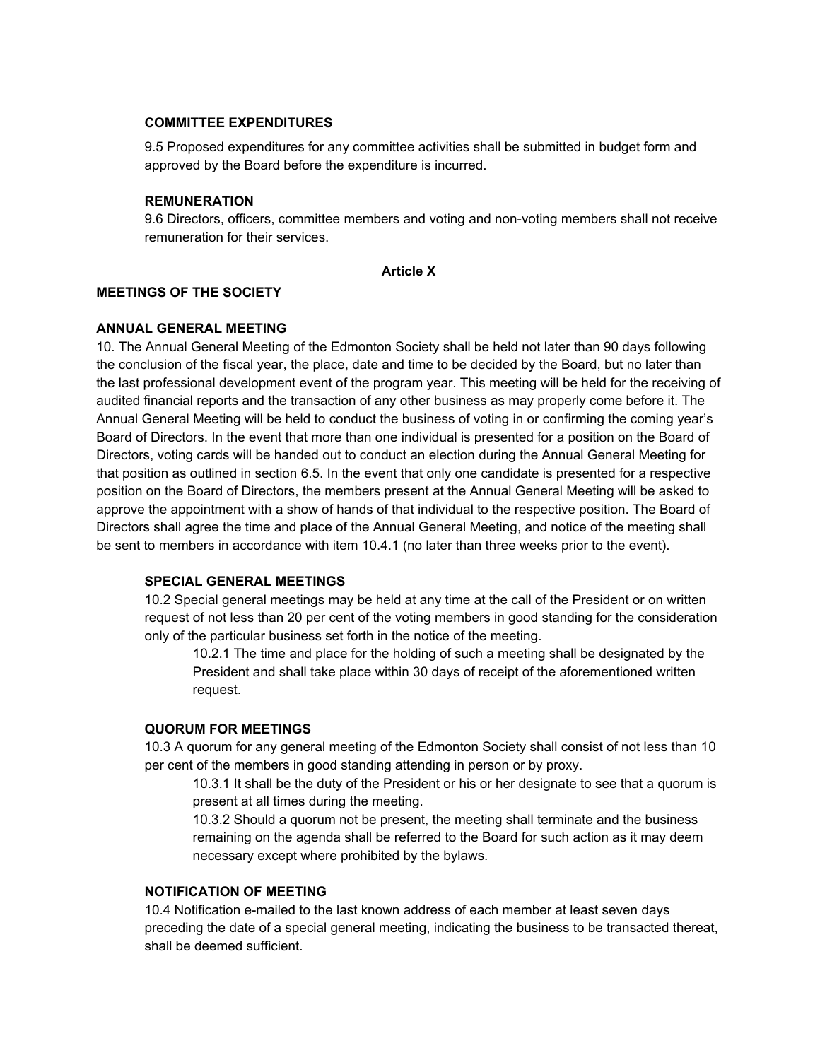**COMMITTEE EXPENDITURES**

9.5 Proposed expenditures for any committee activities shall be submitted in budget form and approved by the Board before the expenditure is incurred.

**REMUNERATION**

9.6 Directors, officers, committee members and voting and non-voting members shall not receive remuneration for their services.

## Article X

**MEETINGS OF THE SOCIETY**

**ANNUAL GENERAL MEETING**

10. The Annual General Meeting of the Edmonton Society shall be held not later than 90 days following the conclusion of the fiscal year, the place, date and time to be decided by the Board, but no later than the last professional development event of the program year. This meeting will be held for the receiving of audited financial reports and the transaction of any other business as may properly come before it. The Annual General Meeting will be held to conduct the business of voting in or confirming the coming year's Board of Directors. In the event that more than one individual is presented for a position on the Board of Directors, voting cards will be handed out to conduct an election during the Annual General Meeting for that position as outlined in section 6.5. In the event that only one candidate is presented for a respective position on the Board of Directors, the members present at the Annual General Meeting will be asked to approve the appointment with a show of hands of that individual to the respective position. The Board of Directors shall agree the time and place of the Annual General Meeting, and notice of the meeting shall be sent to members in accordance with item 10.4.1 (no later than three weeks prior to the event).

**SPECIAL GENERAL MEETINGS**

10.2 Special general meetings may be held at any time at the call of the President or on written request of not less than 20 per cent of the voting members in good standing for the consideration only of the particular business set forth in the notice of the meeting.

10.2.1 The time and place for the holding of such a meeting shall be designated by the President and shall take place within 30 days of receipt of the aforementioned written request.

**QUORUM FOR MEETINGS**

10.3 A quorum for any general meeting of the Edmonton Society shall consist of not less than 10 per cent of the members in good standing attending in person or by proxy.

10.3.1 It shall be the duty of the President or his or her designate to see that a quorum is present at all times during the meeting.

10.3.2 Should a quorum not be present, the meeting shall terminate and the business remaining on the agenda shall be referred to the Board for such action as it may deem necessary except where prohibited by the bylaws.

**NOTIFICATION OF MEETING**

10.4 Notification e-mailed to the last known address of each member at least seven days preceding the date of a special general meeting, indicating the business to be transacted thereat, shall be deemed sufficient.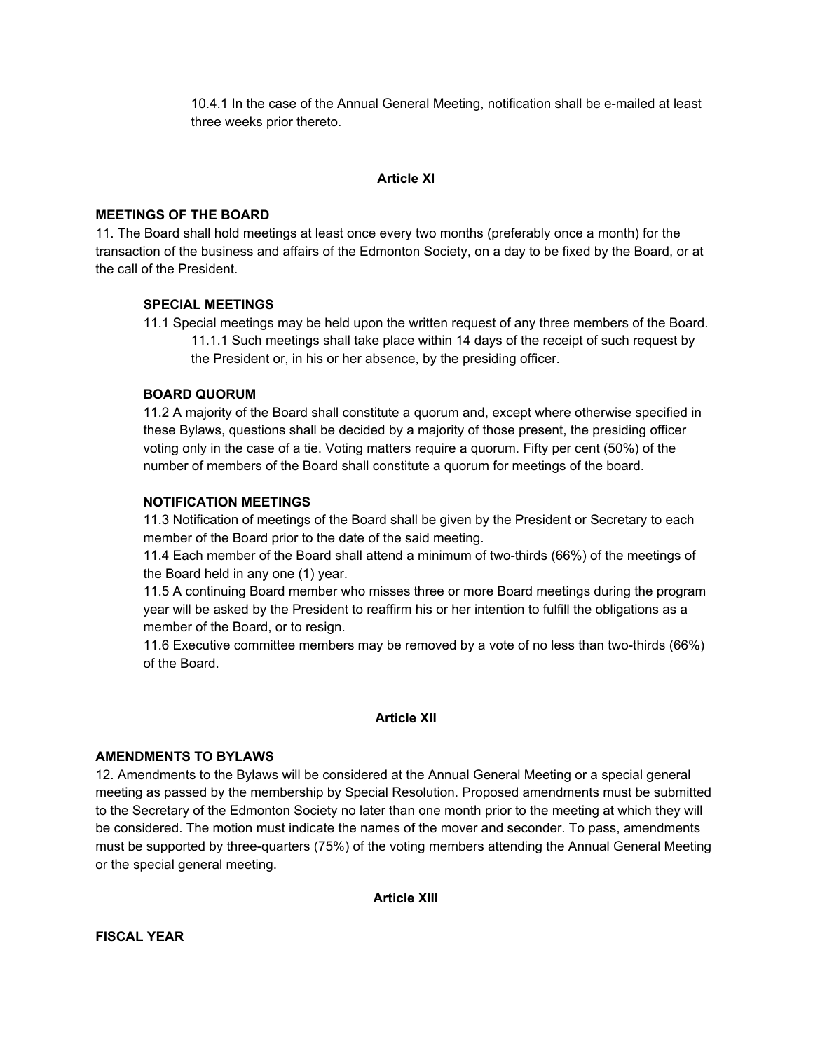10.4.1 In the case of the Annual General Meeting, notification shall be e-mailed at least three weeks prior thereto.

## Article XI

**MEETINGS OF THE BOARD**

11. The Board shall hold meetings at least once every two months (preferably once a month) for the transaction of the business and affairs of the Edmonton Society, on a day to be fixed by the Board, or at the call of the President.

**SPECIAL MEETINGS**

11.1 Special meetings may be held upon the written request of any three members of the Board.

11.1.1 Such meetings shall take place within 14 days of the receipt of such request by the President or, in his or her absence, by the presiding officer.

**BOARD QUORUM**

11.2 A majority of the Board shall constitute a quorum and, except where otherwise specified in these Bylaws, questions shall be decided by a majority of those present, the presiding officer voting only in the case of a tie. Voting matters require a quorum. Fifty per cent (50%) of the number of members of the Board shall constitute a quorum for meetings of the board.

**NOTIFICATION MEETINGS**

11.3 Notification of meetings of the Board shall be given by the President or Secretary to each member of the Board prior to the date of the said meeting.

11.4 Each member of the Board shall attend a minimum of two-thirds (66%) of the meetings of the Board held in any one (1) year.

11.5 A continuing Board member who misses three or more Board meetings during the program year will be asked by the President to reaffirm his or her intention to fulfill the obligations as a member of the Board, or to resign.

11.6 Executive committee members may be removed by a vote of no less than two-thirds (66%) of the Board.

## Article XII

**AMENDMENTS TO BYLAWS**

12. Amendments to the Bylaws will be considered at the Annual General Meeting or a special general meeting as passed by the membership by Special Resolution. Proposed amendments must be submitted to the Secretary of the Edmonton Society no later than one month prior to the meeting at which they will be considered. The motion must indicate the names of the mover and seconder. To pass, amendments must be supported by three-quarters (75%) of the voting members attending the Annual General Meeting or the special general meeting.

## Article XIII

**FISCAL YEAR**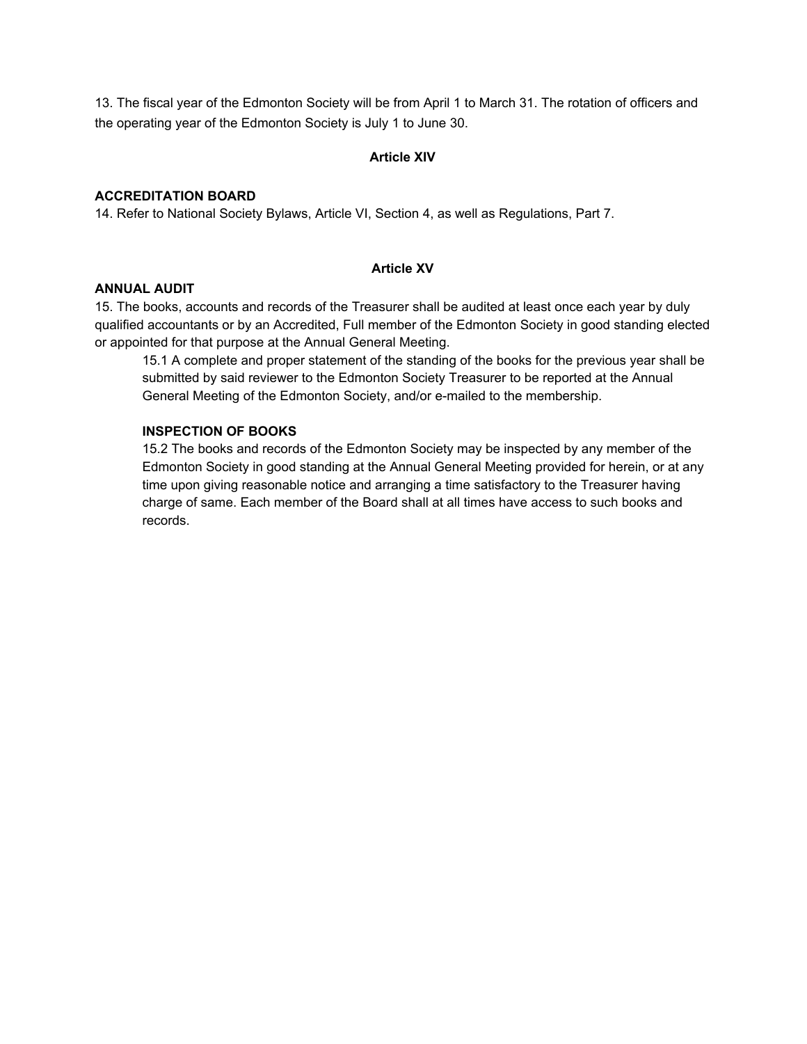13. The fiscal year of the Edmonton Society will be from April 1 to March 31. The rotation of officers and the operating year of the Edmonton Society is July 1 to June 30.

**Article XIV**

**ACCREDITATION BOARD**

14. Refer to National Society Bylaws, Article VI, Section 4, as well as Regulations, Part 7.

**Article XV**

**ANNUAL AUDIT**

15. The books, accounts and records of the Treasurer shall be audited at least once each year by duly qualified accountants or by an Accredited, Full member of the Edmonton Society in good standing elected or appointed for that purpose at the Annual General Meeting.

> 15.1 A complete and proper statement of the standing of the books for the previous year shall be submitted by said reviewer to the Edmonton Society Treasurer to be reported at the Annual General Meeting of the Edmonton Society, and/or e-mailed to the membership.
>
> **INSPECTION OF BOOKS**
>
> 15.2 The books and records of the Edmonton Society may be inspected by any member of the Edmonton Society in good standing at the Annual General Meeting provided for herein, or at any time upon giving reasonable notice and arranging a time satisfactory to the Treasurer having charge of same. Each member of the Board shall at all times have access to such books and records.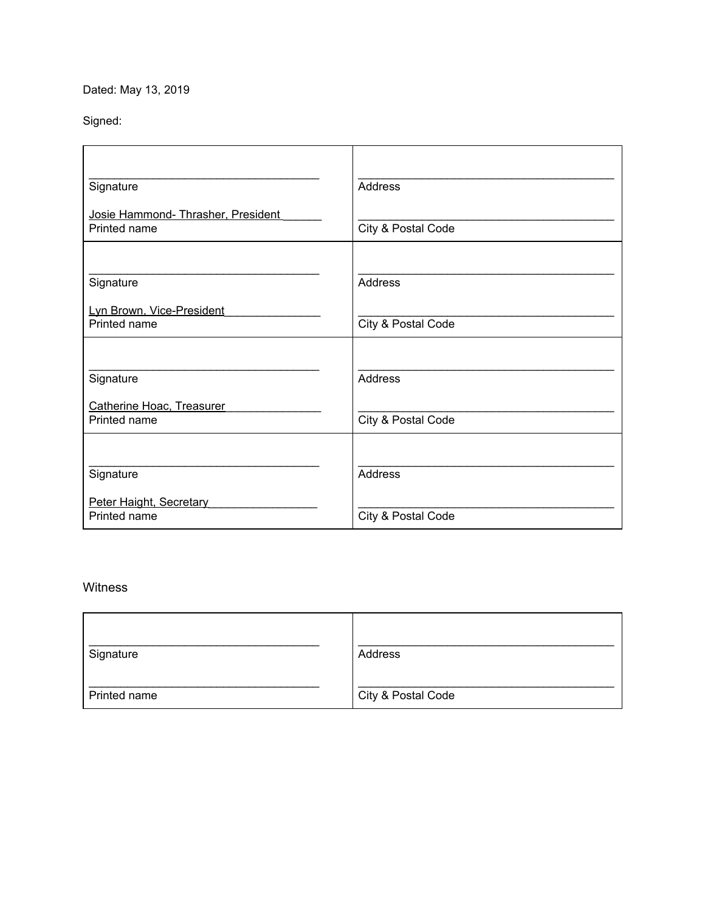Dated: May 13, 2019

Signed:

| | |
|---|---|
| ____________________________________<br>Signature<br><br>Josie Hammond- Thrasher, President ______<br>Printed name | ________________________________________<br>Address<br><br>________________________________________<br>City & Postal Code |
| ____________________________________<br>Signature<br><br>Lyn Brown, Vice-President_______________<br>Printed name | ________________________________________<br>Address<br><br>________________________________________<br>City & Postal Code |
| ____________________________________<br>Signature<br><br>Catherine Hoac, Treasurer_______________<br>Printed name | ________________________________________<br>Address<br><br>________________________________________<br>City & Postal Code |
| ____________________________________<br>Signature<br><br>Peter Haight, Secretary_________________<br>Printed name | ________________________________________<br>Address<br><br>________________________________________<br>City & Postal Code |

Witness

| | |
|---|---|
| ____________________________________<br>Signature<br><br>____________________________________<br>Printed name | ________________________________________<br>Address<br><br>________________________________________<br>City & Postal Code |